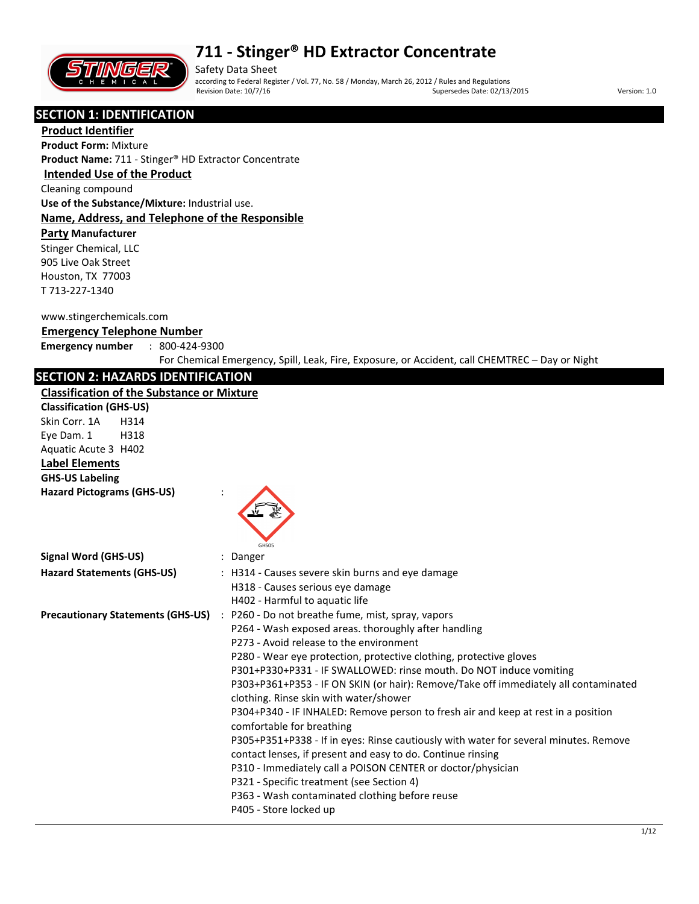# 711 - Stinger® HD Extractor Concentrate

Safety Data Sheet

according to Federal Register / Vol. 77, No. 58 / Monday, March 26, 2012 / Rules and Regulations

Revision Date: 10/7/16 Supersedes Date: 02/13/2015 Version: 1.0

## SECTION 1: IDENTIFICATION

**Product Identifier**

**Product Form:** Mixture

**Product Name:** 711 - Stinger® HD Extractor Concentrate

**Intended Use of the Product**

Cleaning compound

**Use of the Substance/Mixture:** Industrial use.

**Name, Address, and Telephone of the Responsible Party Manufacturer**

Stinger Chemical, LLC
905 Live Oak Street
Houston, TX 77003
T 713-227-1340

www.stingerchemicals.com

**Emergency Telephone Number**

**Emergency number** : 800-424-9300
For Chemical Emergency, Spill, Leak, Fire, Exposure, or Accident, call CHEMTREC – Day or Night

## SECTION 2: HAZARDS IDENTIFICATION

**Classification of the Substance or Mixture**

**Classification (GHS-US)**

Skin Corr. 1A H314
Eye Dam. 1 H318
Aquatic Acute 3 H402

**Label Elements**

**GHS-US Labeling**

**Hazard Pictograms (GHS-US)** :

GHS05

**Signal Word (GHS-US)** : Danger

**Hazard Statements (GHS-US)** :
- H314 - Causes severe skin burns and eye damage
- H318 - Causes serious eye damage
- H402 - Harmful to aquatic life

**Precautionary Statements (GHS-US)** :
- P260 - Do not breathe fume, mist, spray, vapors
- P264 - Wash exposed areas. thoroughly after handling
- P273 - Avoid release to the environment
- P280 - Wear eye protection, protective clothing, protective gloves
- P301+P330+P331 - IF SWALLOWED: rinse mouth. Do NOT induce vomiting
- P303+P361+P353 - IF ON SKIN (or hair): Remove/Take off immediately all contaminated clothing. Rinse skin with water/shower
- P304+P340 - IF INHALED: Remove person to fresh air and keep at rest in a position comfortable for breathing
- P305+P351+P338 - If in eyes: Rinse cautiously with water for several minutes. Remove contact lenses, if present and easy to do. Continue rinsing
- P310 - Immediately call a POISON CENTER or doctor/physician
- P321 - Specific treatment (see Section 4)
- P363 - Wash contaminated clothing before reuse
- P405 - Store locked up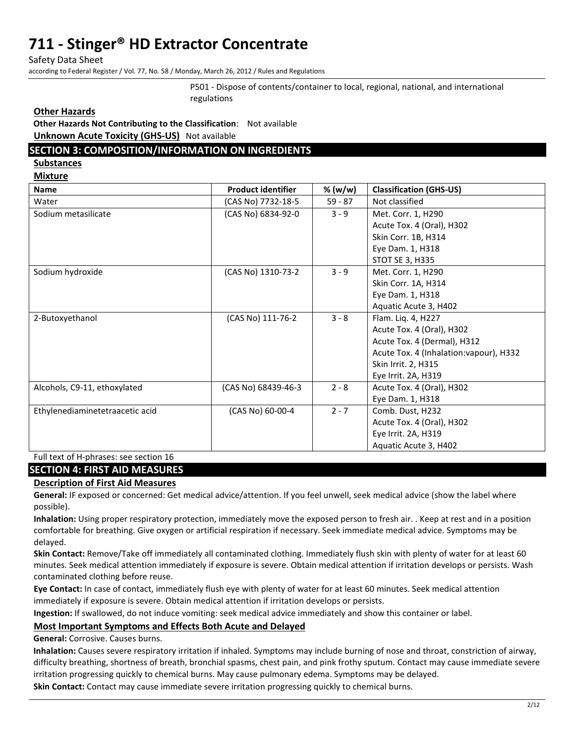P501 - Dispose of contents/container to local, regional, national, and international regulations

### Other Hazards

**Other Hazards Not Contributing to the Classification**: Not available

**Unknown Acute Toxicity (GHS-US)** Not available

## SECTION 3: COMPOSITION/INFORMATION ON INGREDIENTS

### Substances

### Mixture

| Name | Product identifier | % (w/w) | Classification (GHS-US) |
|---|---|---|---|
| Water | (CAS No) 7732-18-5 | 59 - 87 | Not classified |
| Sodium metasilicate | (CAS No) 6834-92-0 | 3 - 9 | Met. Corr. 1, H290<br>Acute Tox. 4 (Oral), H302<br>Skin Corr. 1B, H314<br>Eye Dam. 1, H318<br>STOT SE 3, H335 |
| Sodium hydroxide | (CAS No) 1310-73-2 | 3 - 9 | Met. Corr. 1, H290<br>Skin Corr. 1A, H314<br>Eye Dam. 1, H318<br>Aquatic Acute 3, H402 |
| 2-Butoxyethanol | (CAS No) 111-76-2 | 3 - 8 | Flam. Liq. 4, H227<br>Acute Tox. 4 (Oral), H302<br>Acute Tox. 4 (Dermal), H312<br>Acute Tox. 4 (Inhalation:vapour), H332<br>Skin Irrit. 2, H315<br>Eye Irrit. 2A, H319 |
| Alcohols, C9-11, ethoxylated | (CAS No) 68439-46-3 | 2 - 8 | Acute Tox. 4 (Oral), H302<br>Eye Dam. 1, H318 |
| Ethylenediaminetetraacetic acid | (CAS No) 60-00-4 | 2 - 7 | Comb. Dust, H232<br>Acute Tox. 4 (Oral), H302<br>Eye Irrit. 2A, H319<br>Aquatic Acute 3, H402 |

Full text of H-phrases: see section 16

## SECTION 4: FIRST AID MEASURES

### Description of First Aid Measures

**General:** IF exposed or concerned: Get medical advice/attention. If you feel unwell, seek medical advice (show the label where possible).

**Inhalation:** Using proper respiratory protection, immediately move the exposed person to fresh air. . Keep at rest and in a position comfortable for breathing. Give oxygen or artificial respiration if necessary. Seek immediate medical advice. Symptoms may be delayed.

**Skin Contact:** Remove/Take off immediately all contaminated clothing. Immediately flush skin with plenty of water for at least 60 minutes. Seek medical attention immediately if exposure is severe. Obtain medical attention if irritation develops or persists. Wash contaminated clothing before reuse.

**Eye Contact:** In case of contact, immediately flush eye with plenty of water for at least 60 minutes. Seek medical attention immediately if exposure is severe. Obtain medical attention if irritation develops or persists.

**Ingestion:** If swallowed, do not induce vomiting: seek medical advice immediately and show this container or label.

### Most Important Symptoms and Effects Both Acute and Delayed

**General:** Corrosive. Causes burns.

**Inhalation:** Causes severe respiratory irritation if inhaled. Symptoms may include burning of nose and throat, constriction of airway, difficulty breathing, shortness of breath, bronchial spasms, chest pain, and pink frothy sputum. Contact may cause immediate severe irritation progressing quickly to chemical burns. May cause pulmonary edema. Symptoms may be delayed.

**Skin Contact:** Contact may cause immediate severe irritation progressing quickly to chemical burns.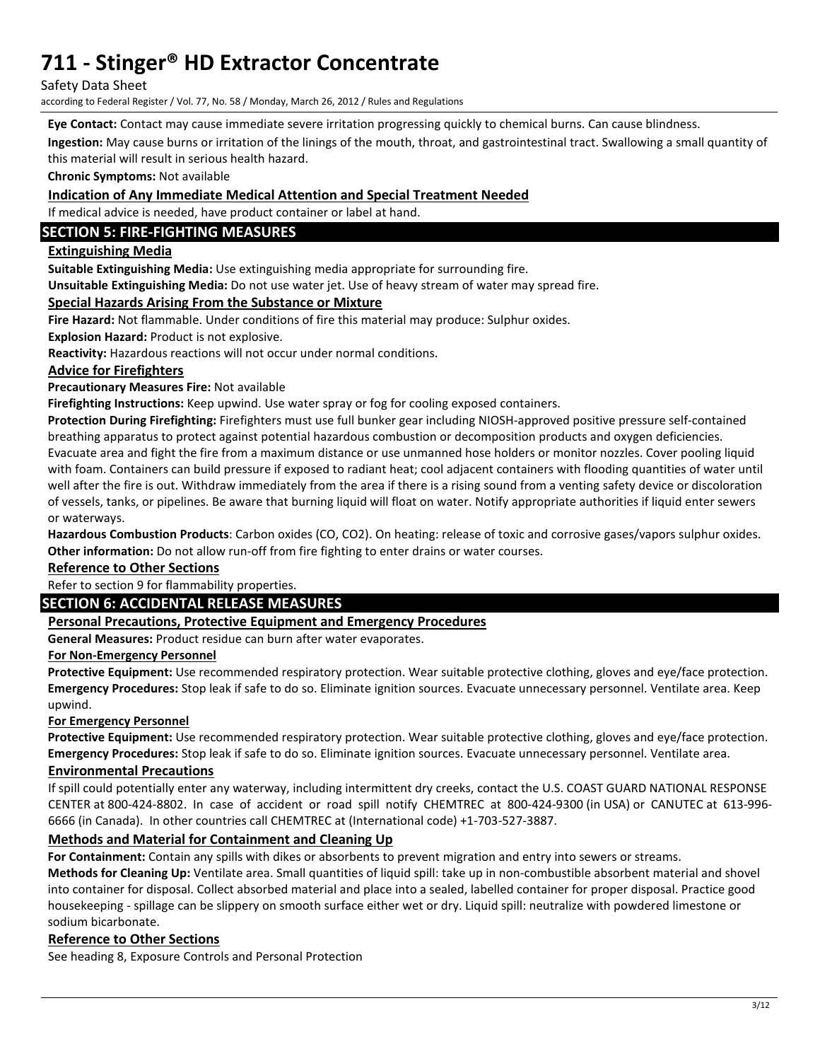**Eye Contact:** Contact may cause immediate severe irritation progressing quickly to chemical burns. Can cause blindness.

**Ingestion:** May cause burns or irritation of the linings of the mouth, throat, and gastrointestinal tract. Swallowing a small quantity of this material will result in serious health hazard.

**Chronic Symptoms:** Not available

### Indication of Any Immediate Medical Attention and Special Treatment Needed

If medical advice is needed, have product container or label at hand.

## SECTION 5: FIRE-FIGHTING MEASURES

### Extinguishing Media

**Suitable Extinguishing Media:** Use extinguishing media appropriate for surrounding fire.

**Unsuitable Extinguishing Media:** Do not use water jet. Use of heavy stream of water may spread fire.

### Special Hazards Arising From the Substance or Mixture

**Fire Hazard:** Not flammable. Under conditions of fire this material may produce: Sulphur oxides.

**Explosion Hazard:** Product is not explosive.

**Reactivity:** Hazardous reactions will not occur under normal conditions.

### Advice for Firefighters

**Precautionary Measures Fire:** Not available

**Firefighting Instructions:** Keep upwind. Use water spray or fog for cooling exposed containers.

**Protection During Firefighting:** Firefighters must use full bunker gear including NIOSH-approved positive pressure self-contained breathing apparatus to protect against potential hazardous combustion or decomposition products and oxygen deficiencies. Evacuate area and fight the fire from a maximum distance or use unmanned hose holders or monitor nozzles. Cover pooling liquid with foam. Containers can build pressure if exposed to radiant heat; cool adjacent containers with flooding quantities of water until well after the fire is out. Withdraw immediately from the area if there is a rising sound from a venting safety device or discoloration of vessels, tanks, or pipelines. Be aware that burning liquid will float on water. Notify appropriate authorities if liquid enter sewers or waterways.

**Hazardous Combustion Products**: Carbon oxides (CO, $CO_2$). On heating: release of toxic and corrosive gases/vapors sulphur oxides.

**Other information:** Do not allow run-off from fire fighting to enter drains or water courses.

### Reference to Other Sections

Refer to section 9 for flammability properties.

## SECTION 6: ACCIDENTAL RELEASE MEASURES

### Personal Precautions, Protective Equipment and Emergency Procedures

**General Measures:** Product residue can burn after water evaporates.

#### For Non-Emergency Personnel

**Protective Equipment:** Use recommended respiratory protection. Wear suitable protective clothing, gloves and eye/face protection.

**Emergency Procedures:** Stop leak if safe to do so. Eliminate ignition sources. Evacuate unnecessary personnel. Ventilate area. Keep upwind.

#### For Emergency Personnel

**Protective Equipment:** Use recommended respiratory protection. Wear suitable protective clothing, gloves and eye/face protection.

**Emergency Procedures:** Stop leak if safe to do so. Eliminate ignition sources. Evacuate unnecessary personnel. Ventilate area.

### Environmental Precautions

If spill could potentially enter any waterway, including intermittent dry creeks, contact the U.S. COAST GUARD NATIONAL RESPONSE CENTER at 800-424-8802. In case of accident or road spill notify CHEMTREC at 800-424-9300 (in USA) or CANUTEC at 613-996-6666 (in Canada). In other countries call CHEMTREC at (International code) +1-703-527-3887.

### Methods and Material for Containment and Cleaning Up

**For Containment:** Contain any spills with dikes or absorbents to prevent migration and entry into sewers or streams.

**Methods for Cleaning Up:** Ventilate area. Small quantities of liquid spill: take up in non-combustible absorbent material and shovel into container for disposal. Collect absorbed material and place into a sealed, labelled container for proper disposal. Practice good housekeeping - spillage can be slippery on smooth surface either wet or dry. Liquid spill: neutralize with powdered limestone or sodium bicarbonate.

### Reference to Other Sections

See heading 8, Exposure Controls and Personal Protection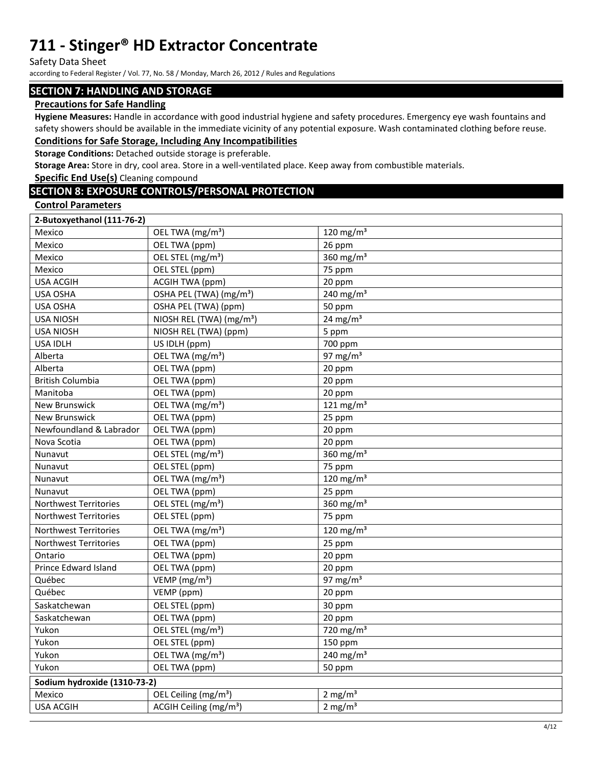## SECTION 7: HANDLING AND STORAGE

### Precautions for Safe Handling

**Hygiene Measures:** Handle in accordance with good industrial hygiene and safety procedures. Emergency eye wash fountains and safety showers should be available in the immediate vicinity of any potential exposure. Wash contaminated clothing before reuse.

### Conditions for Safe Storage, Including Any Incompatibilities

**Storage Conditions:** Detached outside storage is preferable.

**Storage Area:** Store in dry, cool area. Store in a well-ventilated place. Keep away from combustible materials.

**Specific End Use(s)** Cleaning compound

## SECTION 8: EXPOSURE CONTROLS/PERSONAL PROTECTION

### Control Parameters

| 2-Butoxyethanol (111-76-2) | | |
|---|---|---|
| Mexico | OEL TWA (mg/m³) | 120 mg/m³ |
| Mexico | OEL TWA (ppm) | 26 ppm |
| Mexico | OEL STEL (mg/m³) | 360 mg/m³ |
| Mexico | OEL STEL (ppm) | 75 ppm |
| USA ACGIH | ACGIH TWA (ppm) | 20 ppm |
| USA OSHA | OSHA PEL (TWA) (mg/m³) | 240 mg/m³ |
| USA OSHA | OSHA PEL (TWA) (ppm) | 50 ppm |
| USA NIOSH | NIOSH REL (TWA) (mg/m³) | 24 mg/m³ |
| USA NIOSH | NIOSH REL (TWA) (ppm) | 5 ppm |
| USA IDLH | US IDLH (ppm) | 700 ppm |
| Alberta | OEL TWA (mg/m³) | 97 mg/m³ |
| Alberta | OEL TWA (ppm) | 20 ppm |
| British Columbia | OEL TWA (ppm) | 20 ppm |
| Manitoba | OEL TWA (ppm) | 20 ppm |
| New Brunswick | OEL TWA (mg/m³) | 121 mg/m³ |
| New Brunswick | OEL TWA (ppm) | 25 ppm |
| Newfoundland & Labrador | OEL TWA (ppm) | 20 ppm |
| Nova Scotia | OEL TWA (ppm) | 20 ppm |
| Nunavut | OEL STEL (mg/m³) | 360 mg/m³ |
| Nunavut | OEL STEL (ppm) | 75 ppm |
| Nunavut | OEL TWA (mg/m³) | 120 mg/m³ |
| Nunavut | OEL TWA (ppm) | 25 ppm |
| Northwest Territories | OEL STEL (mg/m³) | 360 mg/m³ |
| Northwest Territories | OEL STEL (ppm) | 75 ppm |
| Northwest Territories | OEL TWA (mg/m³) | 120 mg/m³ |
| Northwest Territories | OEL TWA (ppm) | 25 ppm |
| Ontario | OEL TWA (ppm) | 20 ppm |
| Prince Edward Island | OEL TWA (ppm) | 20 ppm |
| Québec | VEMP (mg/m³) | 97 mg/m³ |
| Québec | VEMP (ppm) | 20 ppm |
| Saskatchewan | OEL STEL (ppm) | 30 ppm |
| Saskatchewan | OEL TWA (ppm) | 20 ppm |
| Yukon | OEL STEL (mg/m³) | 720 mg/m³ |
| Yukon | OEL STEL (ppm) | 150 ppm |
| Yukon | OEL TWA (mg/m³) | 240 mg/m³ |
| Yukon | OEL TWA (ppm) | 50 ppm |
| **Sodium hydroxide (1310-73-2)** | | |
| Mexico | OEL Ceiling (mg/m³) | 2 mg/m³ |
| USA ACGIH | ACGIH Ceiling (mg/m³) | 2 mg/m³ |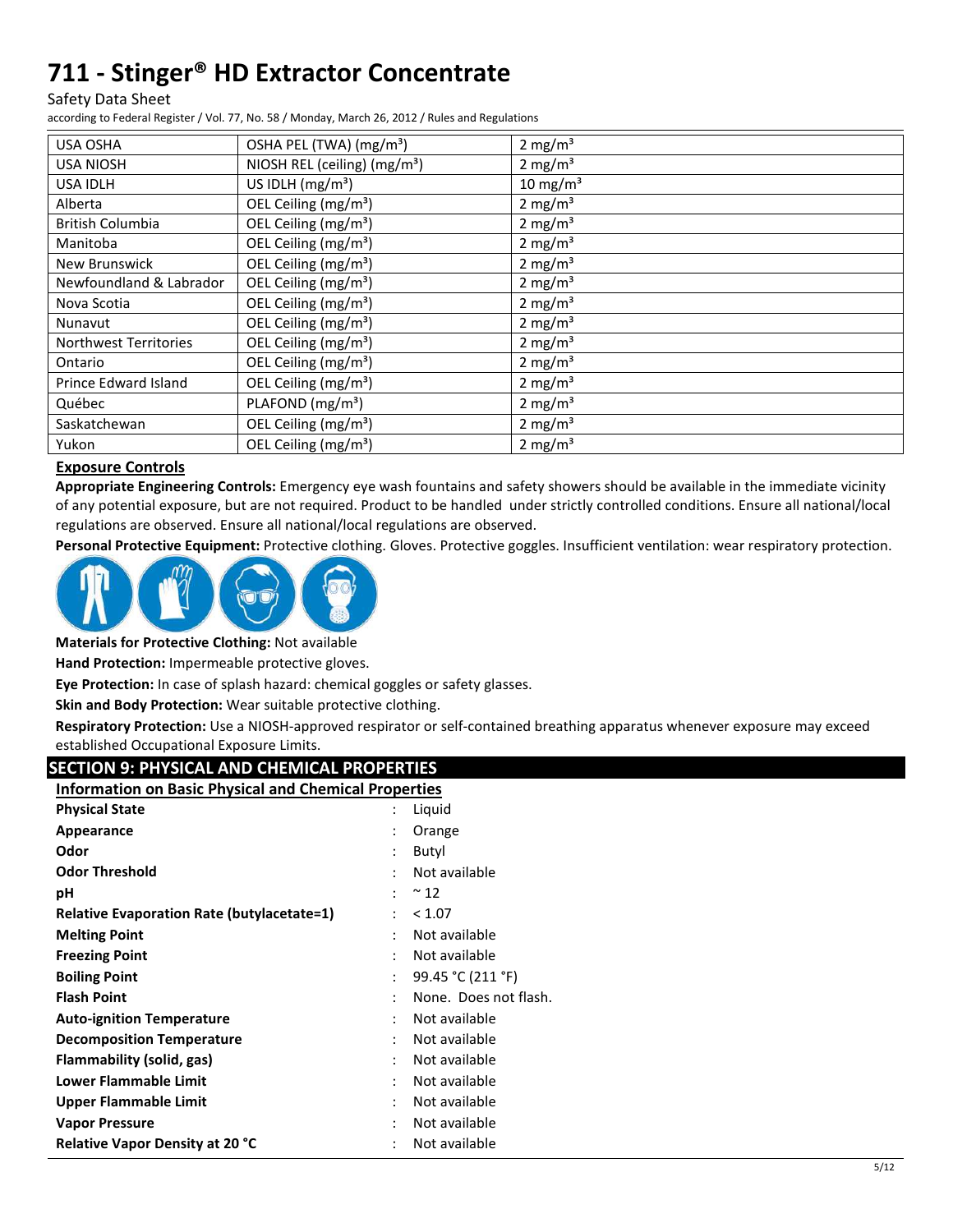| USA OSHA | OSHA PEL (TWA) (mg/m³) | 2 mg/m³ |
|---|---|---|
| USA NIOSH | NIOSH REL (ceiling) (mg/m³) | 2 mg/m³ |
| USA IDLH | US IDLH (mg/m³) | 10 mg/m³ |
| Alberta | OEL Ceiling (mg/m³) | 2 mg/m³ |
| British Columbia | OEL Ceiling (mg/m³) | 2 mg/m³ |
| Manitoba | OEL Ceiling (mg/m³) | 2 mg/m³ |
| New Brunswick | OEL Ceiling (mg/m³) | 2 mg/m³ |
| Newfoundland & Labrador | OEL Ceiling (mg/m³) | 2 mg/m³ |
| Nova Scotia | OEL Ceiling (mg/m³) | 2 mg/m³ |
| Nunavut | OEL Ceiling (mg/m³) | 2 mg/m³ |
| Northwest Territories | OEL Ceiling (mg/m³) | 2 mg/m³ |
| Ontario | OEL Ceiling (mg/m³) | 2 mg/m³ |
| Prince Edward Island | OEL Ceiling (mg/m³) | 2 mg/m³ |
| Québec | PLAFOND (mg/m³) | 2 mg/m³ |
| Saskatchewan | OEL Ceiling (mg/m³) | 2 mg/m³ |
| Yukon | OEL Ceiling (mg/m³) | 2 mg/m³ |

### Exposure Controls

**Appropriate Engineering Controls:** Emergency eye wash fountains and safety showers should be available in the immediate vicinity of any potential exposure, but are not required. Product to be handled under strictly controlled conditions. Ensure all national/local regulations are observed. Ensure all national/local regulations are observed.

**Personal Protective Equipment:** Protective clothing. Gloves. Protective goggles. Insufficient ventilation: wear respiratory protection.

**Materials for Protective Clothing:** Not available

**Hand Protection:** Impermeable protective gloves.

**Eye Protection:** In case of splash hazard: chemical goggles or safety glasses.

**Skin and Body Protection:** Wear suitable protective clothing.

**Respiratory Protection:** Use a NIOSH-approved respirator or self-contained breathing apparatus whenever exposure may exceed established Occupational Exposure Limits.

## SECTION 9: PHYSICAL AND CHEMICAL PROPERTIES

### Information on Basic Physical and Chemical Properties

| | | |
|---|---|---|
| **Physical State** | : | Liquid |
| **Appearance** | : | Orange |
| **Odor** | : | Butyl |
| **Odor Threshold** | : | Not available |
| **pH** | : | ~ 12 |
| **Relative Evaporation Rate (butylacetate=1)** | : | < 1.07 |
| **Melting Point** | : | Not available |
| **Freezing Point** | : | Not available |
| **Boiling Point** | : | 99.45 °C (211 °F) |
| **Flash Point** | : | None. Does not flash. |
| **Auto-ignition Temperature** | : | Not available |
| **Decomposition Temperature** | : | Not available |
| **Flammability (solid, gas)** | : | Not available |
| **Lower Flammable Limit** | : | Not available |
| **Upper Flammable Limit** | : | Not available |
| **Vapor Pressure** | : | Not available |
| **Relative Vapor Density at 20 °C** | : | Not available |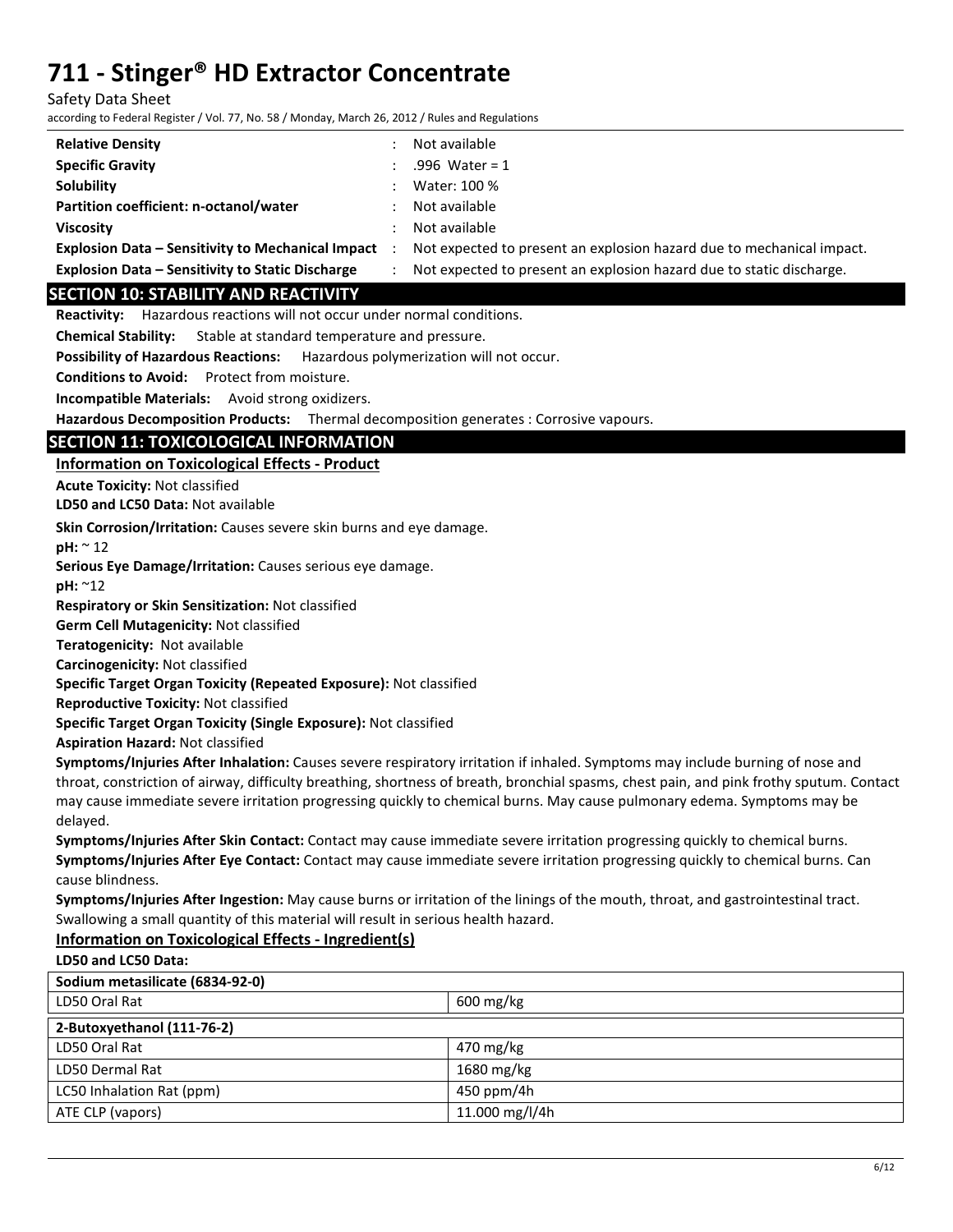| | | |
|---|---|---|
| **Relative Density** | : | Not available |
| **Specific Gravity** | : | .996 Water = 1 |
| **Solubility** | : | Water: 100 % |
| **Partition coefficient: n-octanol/water** | : | Not available |
| **Viscosity** | : | Not available |
| **Explosion Data – Sensitivity to Mechanical Impact** | : | Not expected to present an explosion hazard due to mechanical impact. |
| **Explosion Data – Sensitivity to Static Discharge** | : | Not expected to present an explosion hazard due to static discharge. |

## SECTION 10: STABILITY AND REACTIVITY

**Reactivity:** Hazardous reactions will not occur under normal conditions.

**Chemical Stability:** Stable at standard temperature and pressure.

**Possibility of Hazardous Reactions:** Hazardous polymerization will not occur.

**Conditions to Avoid:** Protect from moisture.

**Incompatible Materials:** Avoid strong oxidizers.

**Hazardous Decomposition Products:** Thermal decomposition generates : Corrosive vapours.

## SECTION 11: TOXICOLOGICAL INFORMATION

### Information on Toxicological Effects - Product

**Acute Toxicity:** Not classified

**LD50 and LC50 Data:** Not available

**Skin Corrosion/Irritation:** Causes severe skin burns and eye damage.

**pH:** ~ 12

**Serious Eye Damage/Irritation:** Causes serious eye damage.

**pH:** ~12

**Respiratory or Skin Sensitization:** Not classified

**Germ Cell Mutagenicity:** Not classified

**Teratogenicity:** Not available

**Carcinogenicity:** Not classified

**Specific Target Organ Toxicity (Repeated Exposure):** Not classified

**Reproductive Toxicity:** Not classified

**Specific Target Organ Toxicity (Single Exposure):** Not classified

**Aspiration Hazard:** Not classified

**Symptoms/Injuries After Inhalation:** Causes severe respiratory irritation if inhaled. Symptoms may include burning of nose and throat, constriction of airway, difficulty breathing, shortness of breath, bronchial spasms, chest pain, and pink frothy sputum. Contact may cause immediate severe irritation progressing quickly to chemical burns. May cause pulmonary edema. Symptoms may be delayed.

**Symptoms/Injuries After Skin Contact:** Contact may cause immediate severe irritation progressing quickly to chemical burns.

**Symptoms/Injuries After Eye Contact:** Contact may cause immediate severe irritation progressing quickly to chemical burns. Can cause blindness.

**Symptoms/Injuries After Ingestion:** May cause burns or irritation of the linings of the mouth, throat, and gastrointestinal tract. Swallowing a small quantity of this material will result in serious health hazard.

### Information on Toxicological Effects - Ingredient(s)

**LD50 and LC50 Data:**

| Sodium metasilicate (6834-92-0) | |
|---|---|
| LD50 Oral Rat | 600 mg/kg |

| 2-Butoxyethanol (111-76-2) | |
|---|---|
| LD50 Oral Rat | 470 mg/kg |
| LD50 Dermal Rat | 1680 mg/kg |
| LC50 Inhalation Rat (ppm) | 450 ppm/4h |
| ATE CLP (vapors) | 11.000 mg/l/4h |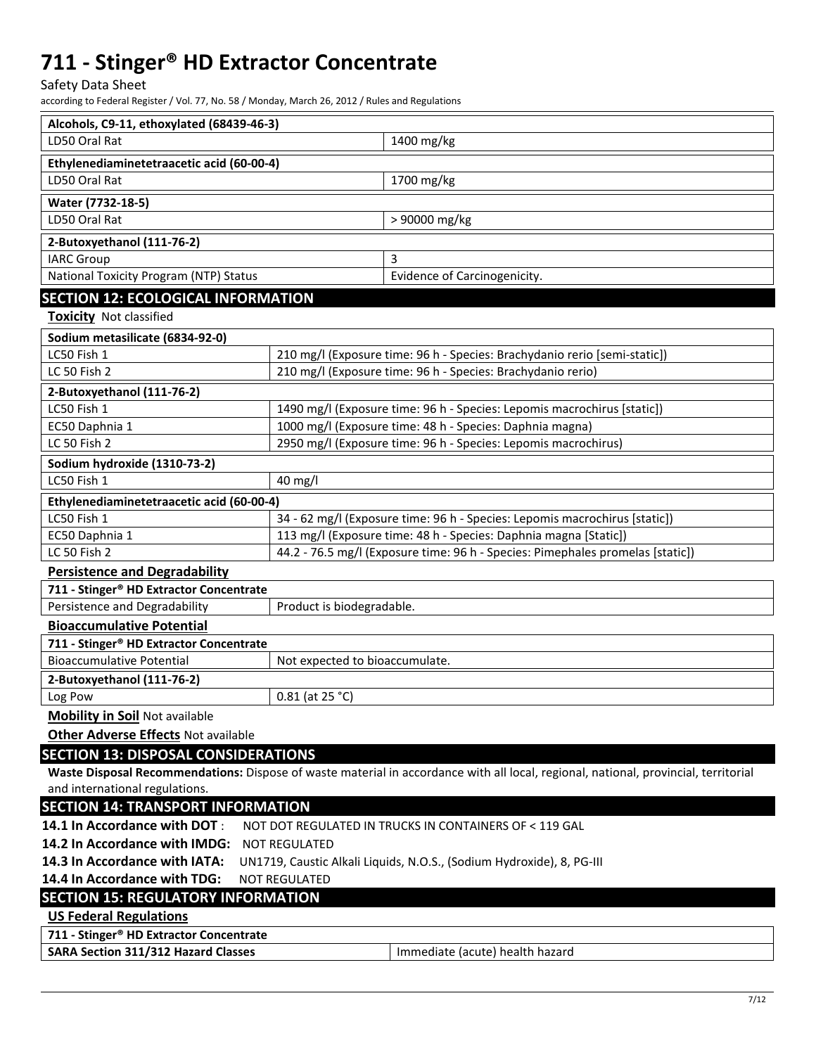| Alcohols, C9-11, ethoxylated (68439-46-3) | |
|---|---|
| LD50 Oral Rat | 1400 mg/kg |

| Ethylenediaminetetraacetic acid (60-00-4) | |
|---|---|
| LD50 Oral Rat | 1700 mg/kg |

| Water (7732-18-5) | |
|---|---|
| LD50 Oral Rat | > 90000 mg/kg |

| 2-Butoxyethanol (111-76-2) | |
|---|---|
| IARC Group | 3 |
| National Toxicity Program (NTP) Status | Evidence of Carcinogenicity. |

## SECTION 12: ECOLOGICAL INFORMATION

**Toxicity** Not classified

| Sodium metasilicate (6834-92-0) | |
|---|---|
| LC50 Fish 1 | 210 mg/l (Exposure time: 96 h - Species: Brachydanio rerio [semi-static]) |
| LC 50 Fish 2 | 210 mg/l (Exposure time: 96 h - Species: Brachydanio rerio) |

| 2-Butoxyethanol (111-76-2) | |
|---|---|
| LC50 Fish 1 | 1490 mg/l (Exposure time: 96 h - Species: Lepomis macrochirus [static]) |
| EC50 Daphnia 1 | 1000 mg/l (Exposure time: 48 h - Species: Daphnia magna) |
| LC 50 Fish 2 | 2950 mg/l (Exposure time: 96 h - Species: Lepomis macrochirus) |

| Sodium hydroxide (1310-73-2) | |
|---|---|
| LC50 Fish 1 | 40 mg/l |

| Ethylenediaminetetraacetic acid (60-00-4) | |
|---|---|
| LC50 Fish 1 | 34 - 62 mg/l (Exposure time: 96 h - Species: Lepomis macrochirus [static]) |
| EC50 Daphnia 1 | 113 mg/l (Exposure time: 48 h - Species: Daphnia magna [Static]) |
| LC 50 Fish 2 | 44.2 - 76.5 mg/l (Exposure time: 96 h - Species: Pimephales promelas [static]) |

**Persistence and Degradability**

| 711 - Stinger® HD Extractor Concentrate | |
|---|---|
| Persistence and Degradability | Product is biodegradable. |

**Bioaccumulative Potential**

| 711 - Stinger® HD Extractor Concentrate | |
|---|---|
| Bioaccumulative Potential | Not expected to bioaccumulate. |

| 2-Butoxyethanol (111-76-2) | |
|---|---|
| Log Pow | 0.81 (at 25 °C) |

**Mobility in Soil** Not available

**Other Adverse Effects** Not available

## SECTION 13: DISPOSAL CONSIDERATIONS

**Waste Disposal Recommendations:** Dispose of waste material in accordance with all local, regional, national, provincial, territorial and international regulations.

## SECTION 14: TRANSPORT INFORMATION

**14.1 In Accordance with DOT** : NOT DOT REGULATED IN TRUCKS IN CONTAINERS OF < 119 GAL

**14.2 In Accordance with IMDG:** NOT REGULATED

**14.3 In Accordance with IATA:** UN1719, Caustic Alkali Liquids, N.O.S., (Sodium Hydroxide), 8, PG-III

**14.4 In Accordance with TDG:** NOT REGULATED

## SECTION 15: REGULATORY INFORMATION

**US Federal Regulations**

| 711 - Stinger® HD Extractor Concentrate | |
|---|---|
| **SARA Section 311/312 Hazard Classes** | Immediate (acute) health hazard |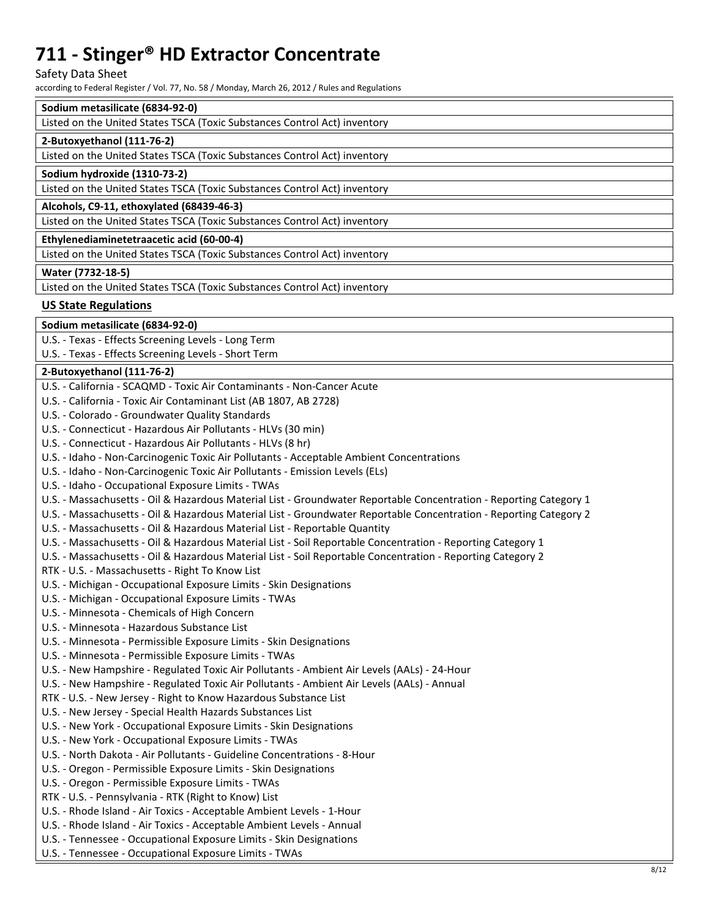**Sodium metasilicate (6834-92-0)**

Listed on the United States TSCA (Toxic Substances Control Act) inventory

**2-Butoxyethanol (111-76-2)**

Listed on the United States TSCA (Toxic Substances Control Act) inventory

**Sodium hydroxide (1310-73-2)**

Listed on the United States TSCA (Toxic Substances Control Act) inventory

**Alcohols, C9-11, ethoxylated (68439-46-3)**

Listed on the United States TSCA (Toxic Substances Control Act) inventory

**Ethylenediaminetetraacetic acid (60-00-4)**

Listed on the United States TSCA (Toxic Substances Control Act) inventory

**Water (7732-18-5)**

Listed on the United States TSCA (Toxic Substances Control Act) inventory

## US State Regulations

**Sodium metasilicate (6834-92-0)**

U.S. - Texas - Effects Screening Levels - Long Term
U.S. - Texas - Effects Screening Levels - Short Term

**2-Butoxyethanol (111-76-2)**

U.S. - California - SCAQMD - Toxic Air Contaminants - Non-Cancer Acute
U.S. - California - Toxic Air Contaminant List (AB 1807, AB 2728)
U.S. - Colorado - Groundwater Quality Standards
U.S. - Connecticut - Hazardous Air Pollutants - HLVs (30 min)
U.S. - Connecticut - Hazardous Air Pollutants - HLVs (8 hr)
U.S. - Idaho - Non-Carcinogenic Toxic Air Pollutants - Acceptable Ambient Concentrations
U.S. - Idaho - Non-Carcinogenic Toxic Air Pollutants - Emission Levels (ELs)
U.S. - Idaho - Occupational Exposure Limits - TWAs
U.S. - Massachusetts - Oil & Hazardous Material List - Groundwater Reportable Concentration - Reporting Category 1
U.S. - Massachusetts - Oil & Hazardous Material List - Groundwater Reportable Concentration - Reporting Category 2
U.S. - Massachusetts - Oil & Hazardous Material List - Reportable Quantity
U.S. - Massachusetts - Oil & Hazardous Material List - Soil Reportable Concentration - Reporting Category 1
U.S. - Massachusetts - Oil & Hazardous Material List - Soil Reportable Concentration - Reporting Category 2
RTK - U.S. - Massachusetts - Right To Know List
U.S. - Michigan - Occupational Exposure Limits - Skin Designations
U.S. - Michigan - Occupational Exposure Limits - TWAs
U.S. - Minnesota - Chemicals of High Concern
U.S. - Minnesota - Hazardous Substance List
U.S. - Minnesota - Permissible Exposure Limits - Skin Designations
U.S. - Minnesota - Permissible Exposure Limits - TWAs
U.S. - New Hampshire - Regulated Toxic Air Pollutants - Ambient Air Levels (AALs) - 24-Hour
U.S. - New Hampshire - Regulated Toxic Air Pollutants - Ambient Air Levels (AALs) - Annual
RTK - U.S. - New Jersey - Right to Know Hazardous Substance List
U.S. - New Jersey - Special Health Hazards Substances List
U.S. - New York - Occupational Exposure Limits - Skin Designations
U.S. - New York - Occupational Exposure Limits - TWAs
U.S. - North Dakota - Air Pollutants - Guideline Concentrations - 8-Hour
U.S. - Oregon - Permissible Exposure Limits - Skin Designations
U.S. - Oregon - Permissible Exposure Limits - TWAs
RTK - U.S. - Pennsylvania - RTK (Right to Know) List
U.S. - Rhode Island - Air Toxics - Acceptable Ambient Levels - 1-Hour
U.S. - Rhode Island - Air Toxics - Acceptable Ambient Levels - Annual
U.S. - Tennessee - Occupational Exposure Limits - Skin Designations
U.S. - Tennessee - Occupational Exposure Limits - TWAs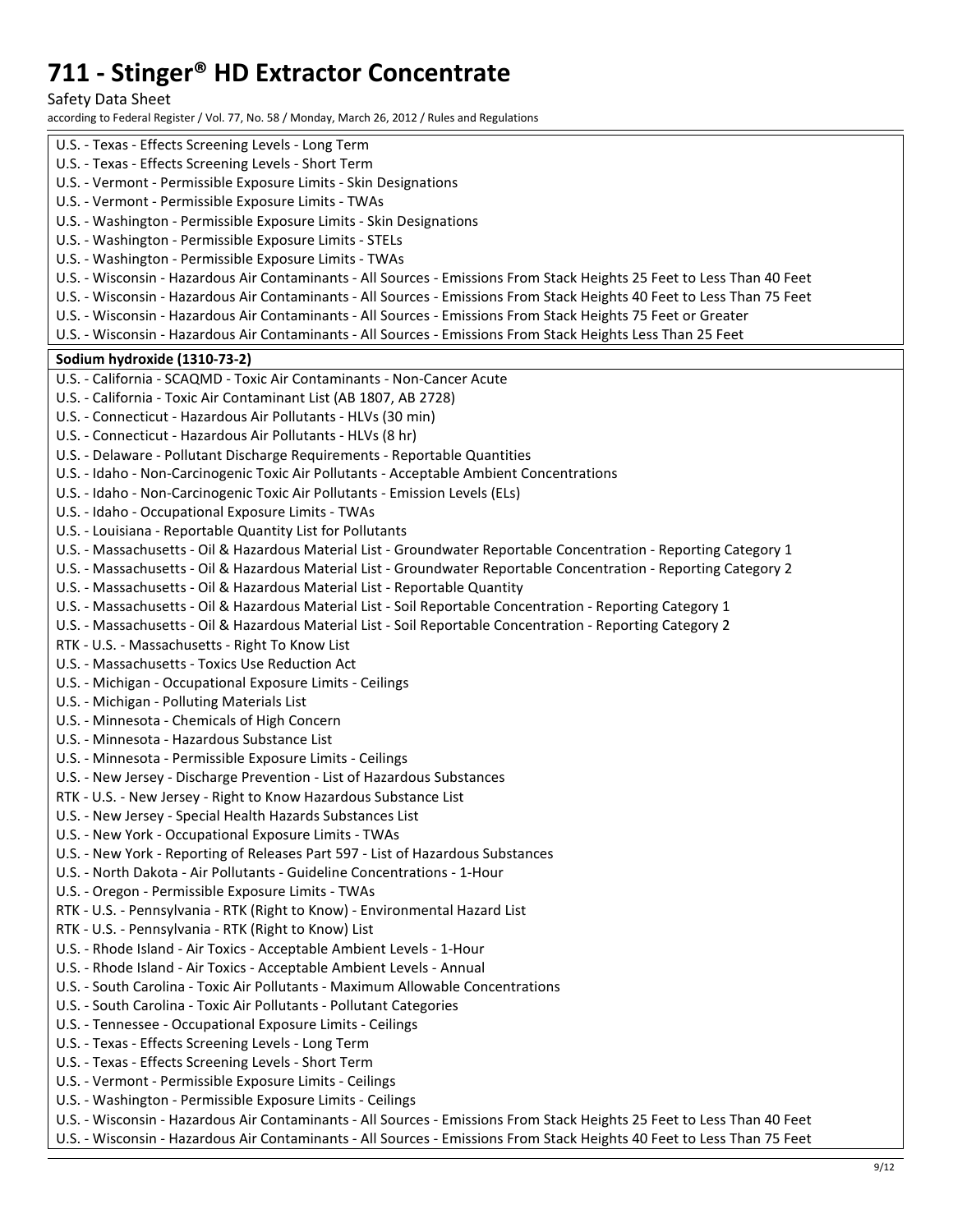U.S. - Texas - Effects Screening Levels - Long Term
U.S. - Texas - Effects Screening Levels - Short Term
U.S. - Vermont - Permissible Exposure Limits - Skin Designations
U.S. - Vermont - Permissible Exposure Limits - TWAs
U.S. - Washington - Permissible Exposure Limits - Skin Designations
U.S. - Washington - Permissible Exposure Limits - STELs
U.S. - Washington - Permissible Exposure Limits - TWAs
U.S. - Wisconsin - Hazardous Air Contaminants - All Sources - Emissions From Stack Heights 25 Feet to Less Than 40 Feet
U.S. - Wisconsin - Hazardous Air Contaminants - All Sources - Emissions From Stack Heights 40 Feet to Less Than 75 Feet
U.S. - Wisconsin - Hazardous Air Contaminants - All Sources - Emissions From Stack Heights 75 Feet or Greater
U.S. - Wisconsin - Hazardous Air Contaminants - All Sources - Emissions From Stack Heights Less Than 25 Feet

**Sodium hydroxide (1310-73-2)**

U.S. - California - SCAQMD - Toxic Air Contaminants - Non-Cancer Acute
U.S. - California - Toxic Air Contaminant List (AB 1807, AB 2728)
U.S. - Connecticut - Hazardous Air Pollutants - HLVs (30 min)
U.S. - Connecticut - Hazardous Air Pollutants - HLVs (8 hr)
U.S. - Delaware - Pollutant Discharge Requirements - Reportable Quantities
U.S. - Idaho - Non-Carcinogenic Toxic Air Pollutants - Acceptable Ambient Concentrations
U.S. - Idaho - Non-Carcinogenic Toxic Air Pollutants - Emission Levels (ELs)
U.S. - Idaho - Occupational Exposure Limits - TWAs
U.S. - Louisiana - Reportable Quantity List for Pollutants
U.S. - Massachusetts - Oil & Hazardous Material List - Groundwater Reportable Concentration - Reporting Category 1
U.S. - Massachusetts - Oil & Hazardous Material List - Groundwater Reportable Concentration - Reporting Category 2
U.S. - Massachusetts - Oil & Hazardous Material List - Reportable Quantity
U.S. - Massachusetts - Oil & Hazardous Material List - Soil Reportable Concentration - Reporting Category 1
U.S. - Massachusetts - Oil & Hazardous Material List - Soil Reportable Concentration - Reporting Category 2
RTK - U.S. - Massachusetts - Right To Know List
U.S. - Massachusetts - Toxics Use Reduction Act
U.S. - Michigan - Occupational Exposure Limits - Ceilings
U.S. - Michigan - Polluting Materials List
U.S. - Minnesota - Chemicals of High Concern
U.S. - Minnesota - Hazardous Substance List
U.S. - Minnesota - Permissible Exposure Limits - Ceilings
U.S. - New Jersey - Discharge Prevention - List of Hazardous Substances
RTK - U.S. - New Jersey - Right to Know Hazardous Substance List
U.S. - New Jersey - Special Health Hazards Substances List
U.S. - New York - Occupational Exposure Limits - TWAs
U.S. - New York - Reporting of Releases Part 597 - List of Hazardous Substances
U.S. - North Dakota - Air Pollutants - Guideline Concentrations - 1-Hour
U.S. - Oregon - Permissible Exposure Limits - TWAs
RTK - U.S. - Pennsylvania - RTK (Right to Know) - Environmental Hazard List
RTK - U.S. - Pennsylvania - RTK (Right to Know) List
U.S. - Rhode Island - Air Toxics - Acceptable Ambient Levels - 1-Hour
U.S. - Rhode Island - Air Toxics - Acceptable Ambient Levels - Annual
U.S. - South Carolina - Toxic Air Pollutants - Maximum Allowable Concentrations
U.S. - South Carolina - Toxic Air Pollutants - Pollutant Categories
U.S. - Tennessee - Occupational Exposure Limits - Ceilings
U.S. - Texas - Effects Screening Levels - Long Term
U.S. - Texas - Effects Screening Levels - Short Term
U.S. - Vermont - Permissible Exposure Limits - Ceilings
U.S. - Washington - Permissible Exposure Limits - Ceilings
U.S. - Wisconsin - Hazardous Air Contaminants - All Sources - Emissions From Stack Heights 25 Feet to Less Than 40 Feet
U.S. - Wisconsin - Hazardous Air Contaminants - All Sources - Emissions From Stack Heights 40 Feet to Less Than 75 Feet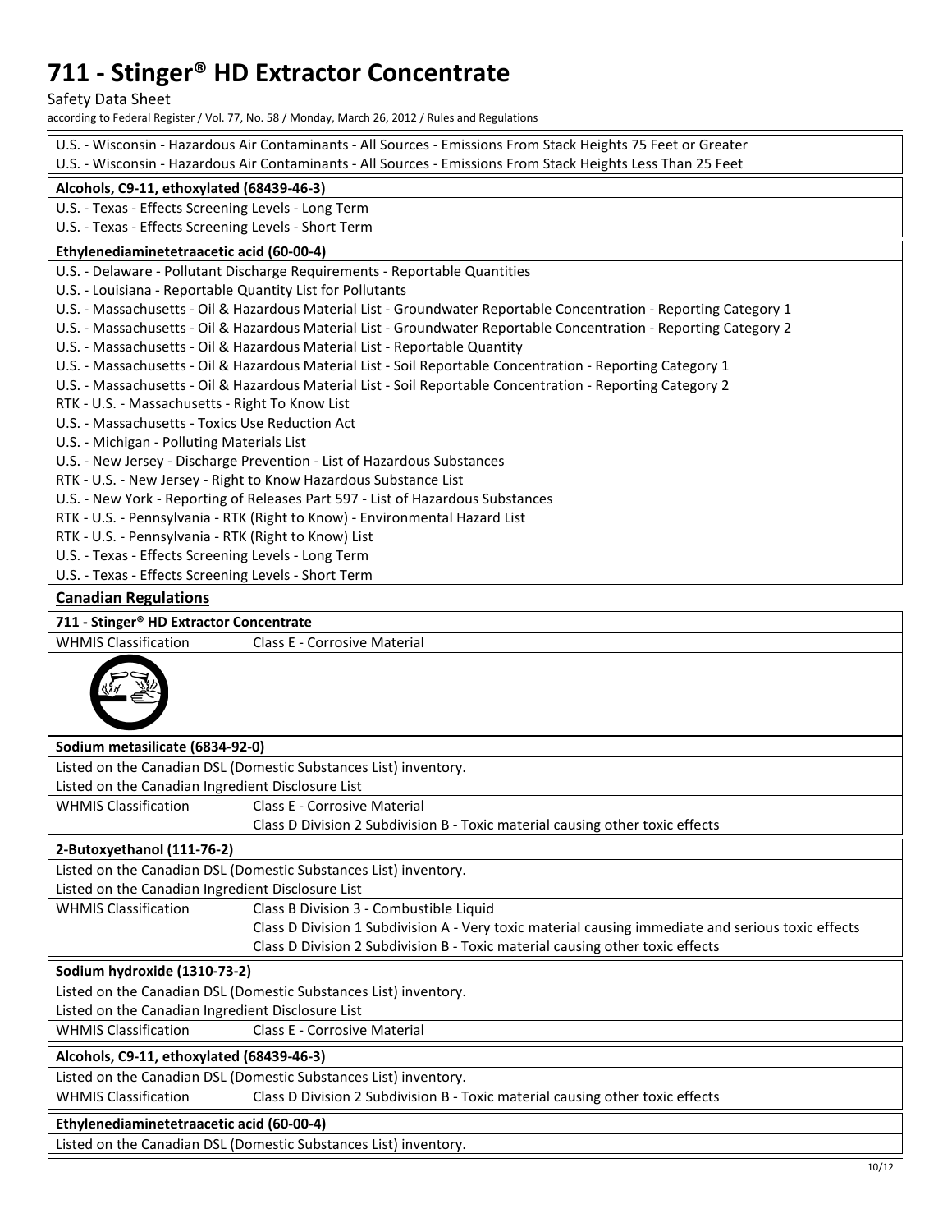U.S. - Wisconsin - Hazardous Air Contaminants - All Sources - Emissions From Stack Heights 75 Feet or Greater
U.S. - Wisconsin - Hazardous Air Contaminants - All Sources - Emissions From Stack Heights Less Than 25 Feet

**Alcohols, C9-11, ethoxylated (68439-46-3)**

U.S. - Texas - Effects Screening Levels - Long Term
U.S. - Texas - Effects Screening Levels - Short Term

**Ethylenediaminetetraacetic acid (60-00-4)**

U.S. - Delaware - Pollutant Discharge Requirements - Reportable Quantities
U.S. - Louisiana - Reportable Quantity List for Pollutants
U.S. - Massachusetts - Oil & Hazardous Material List - Groundwater Reportable Concentration - Reporting Category 1
U.S. - Massachusetts - Oil & Hazardous Material List - Groundwater Reportable Concentration - Reporting Category 2
U.S. - Massachusetts - Oil & Hazardous Material List - Reportable Quantity
U.S. - Massachusetts - Oil & Hazardous Material List - Soil Reportable Concentration - Reporting Category 1
U.S. - Massachusetts - Oil & Hazardous Material List - Soil Reportable Concentration - Reporting Category 2
RTK - U.S. - Massachusetts - Right To Know List
U.S. - Massachusetts - Toxics Use Reduction Act
U.S. - Michigan - Polluting Materials List
U.S. - New Jersey - Discharge Prevention - List of Hazardous Substances
RTK - U.S. - New Jersey - Right to Know Hazardous Substance List
U.S. - New York - Reporting of Releases Part 597 - List of Hazardous Substances
RTK - U.S. - Pennsylvania - RTK (Right to Know) - Environmental Hazard List
RTK - U.S. - Pennsylvania - RTK (Right to Know) List
U.S. - Texas - Effects Screening Levels - Long Term
U.S. - Texas - Effects Screening Levels - Short Term

## Canadian Regulations

**711 - Stinger® HD Extractor Concentrate**

| WHMIS Classification | Class E - Corrosive Material |
|---|---|

**Sodium metasilicate (6834-92-0)**

Listed on the Canadian DSL (Domestic Substances List) inventory.
Listed on the Canadian Ingredient Disclosure List

| WHMIS Classification | Class E - Corrosive Material<br>Class D Division 2 Subdivision B - Toxic material causing other toxic effects |
|---|---|

**2-Butoxyethanol (111-76-2)**

Listed on the Canadian DSL (Domestic Substances List) inventory.
Listed on the Canadian Ingredient Disclosure List

| WHMIS Classification | Class B Division 3 - Combustible Liquid<br>Class D Division 1 Subdivision A - Very toxic material causing immediate and serious toxic effects<br>Class D Division 2 Subdivision B - Toxic material causing other toxic effects |
|---|---|

**Sodium hydroxide (1310-73-2)**

Listed on the Canadian DSL (Domestic Substances List) inventory.
Listed on the Canadian Ingredient Disclosure List

| WHMIS Classification | Class E - Corrosive Material |
|---|---|

**Alcohols, C9-11, ethoxylated (68439-46-3)**

Listed on the Canadian DSL (Domestic Substances List) inventory.

| WHMIS Classification | Class D Division 2 Subdivision B - Toxic material causing other toxic effects |
|---|---|

**Ethylenediaminetetraacetic acid (60-00-4)**

Listed on the Canadian DSL (Domestic Substances List) inventory.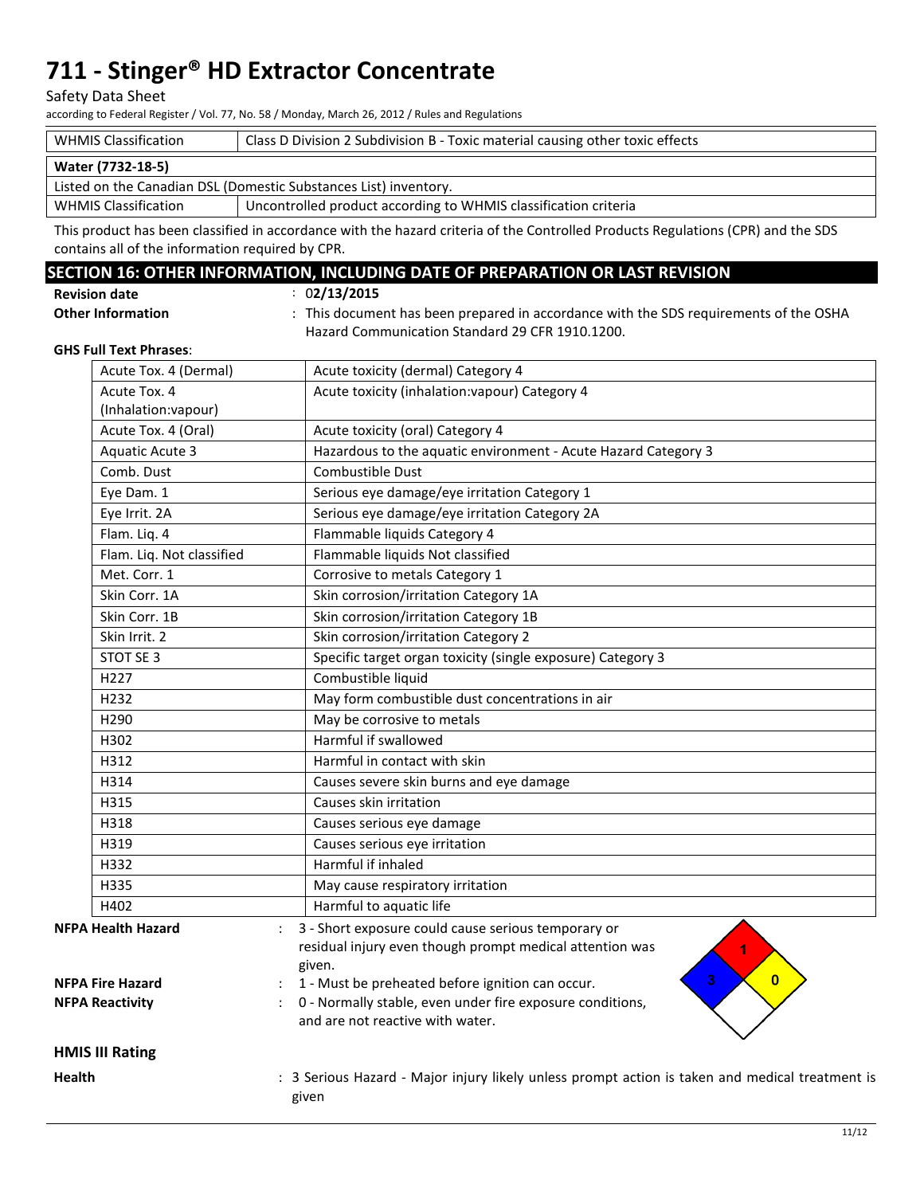# 711 - Stinger® HD Extractor Concentrate

Safety Data Sheet

according to Federal Register / Vol. 77, No. 58 / Monday, March 26, 2012 / Rules and Regulations

| WHMIS Classification | Class D Division 2 Subdivision B - Toxic material causing other toxic effects |
|---|---|

| **Water (7732-18-5)** | |
|---|---|
| Listed on the Canadian DSL (Domestic Substances List) inventory. | |
| WHMIS Classification | Uncontrolled product according to WHMIS classification criteria |

This product has been classified in accordance with the hazard criteria of the Controlled Products Regulations (CPR) and the SDS contains all of the information required by CPR.

## SECTION 16: OTHER INFORMATION, INCLUDING DATE OF PREPARATION OR LAST REVISION

**Revision date** : 0**2/13/2015**

**Other Information** : This document has been prepared in accordance with the SDS requirements of the OSHA Hazard Communication Standard 29 CFR 1910.1200.

**GHS Full Text Phrases**:

| | |
|---|---|
| Acute Tox. 4 (Dermal) | Acute toxicity (dermal) Category 4 |
| Acute Tox. 4 (Inhalation:vapour) | Acute toxicity (inhalation:vapour) Category 4 |
| Acute Tox. 4 (Oral) | Acute toxicity (oral) Category 4 |
| Aquatic Acute 3 | Hazardous to the aquatic environment - Acute Hazard Category 3 |
| Comb. Dust | Combustible Dust |
| Eye Dam. 1 | Serious eye damage/eye irritation Category 1 |
| Eye Irrit. 2A | Serious eye damage/eye irritation Category 2A |
| Flam. Liq. 4 | Flammable liquids Category 4 |
| Flam. Liq. Not classified | Flammable liquids Not classified |
| Met. Corr. 1 | Corrosive to metals Category 1 |
| Skin Corr. 1A | Skin corrosion/irritation Category 1A |
| Skin Corr. 1B | Skin corrosion/irritation Category 1B |
| Skin Irrit. 2 | Skin corrosion/irritation Category 2 |
| STOT SE 3 | Specific target organ toxicity (single exposure) Category 3 |
| H227 | Combustible liquid |
| H232 | May form combustible dust concentrations in air |
| H290 | May be corrosive to metals |
| H302 | Harmful if swallowed |
| H312 | Harmful in contact with skin |
| H314 | Causes severe skin burns and eye damage |
| H315 | Causes skin irritation |
| H318 | Causes serious eye damage |
| H319 | Causes serious eye irritation |
| H332 | Harmful if inhaled |
| H335 | May cause respiratory irritation |
| H402 | Harmful to aquatic life |

**NFPA Health Hazard** : 3 - Short exposure could cause serious temporary or residual injury even though prompt medical attention was given.

**NFPA Fire Hazard** : 1 - Must be preheated before ignition can occur.

**NFPA Reactivity** : 0 - Normally stable, even under fire exposure conditions, and are not reactive with water.

### HMIS III Rating

**Health** : 3 Serious Hazard - Major injury likely unless prompt action is taken and medical treatment is given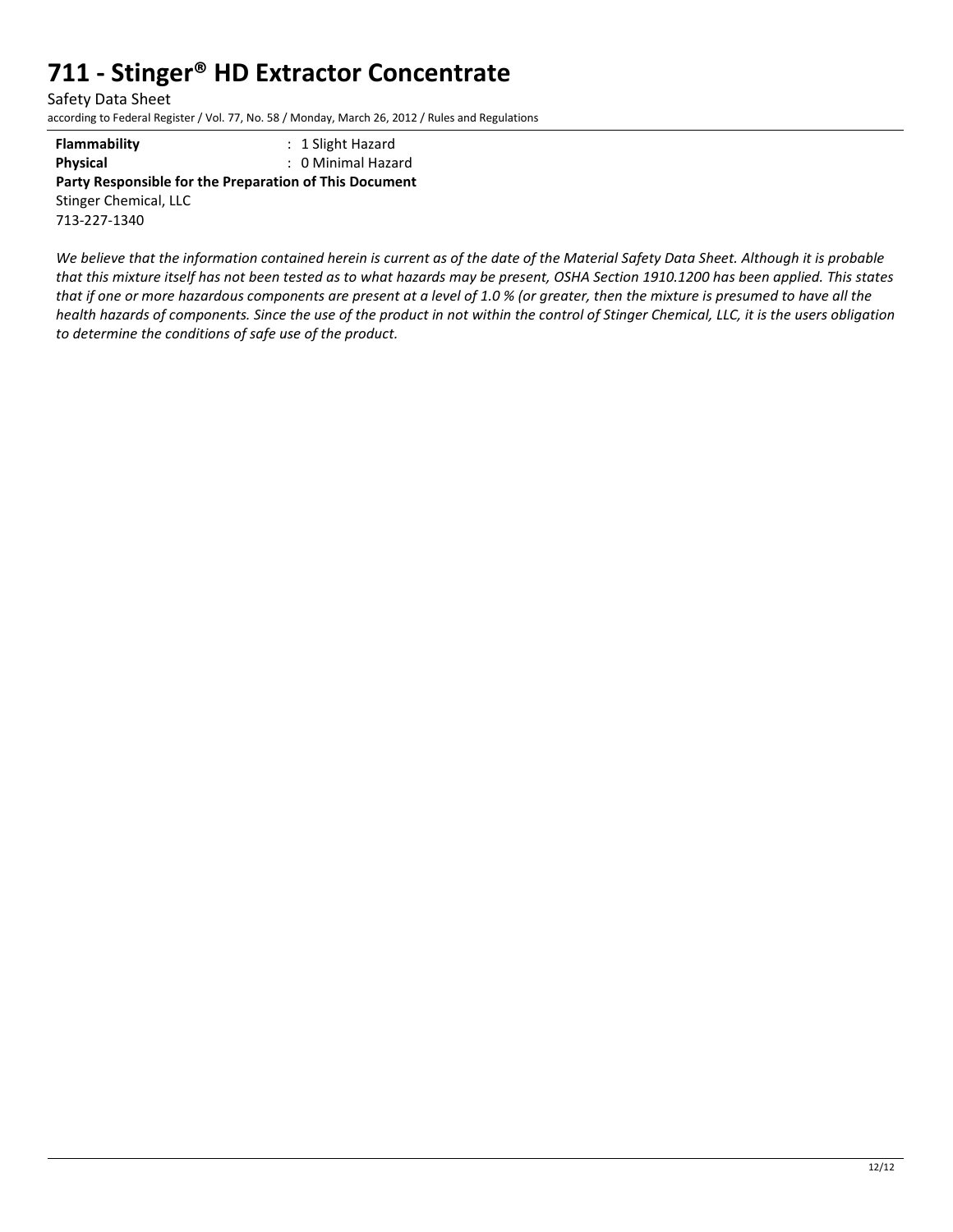**Flammability** : 1 Slight Hazard
**Physical** : 0 Minimal Hazard

**Party Responsible for the Preparation of This Document**

Stinger Chemical, LLC
713-227-1340

*We believe that the information contained herein is current as of the date of the Material Safety Data Sheet. Although it is probable that this mixture itself has not been tested as to what hazards may be present, OSHA Section 1910.1200 has been applied. This states that if one or more hazardous components are present at a level of 1.0 % (or greater, then the mixture is presumed to have all the health hazards of components. Since the use of the product in not within the control of Stinger Chemical, LLC, it is the users obligation to determine the conditions of safe use of the product.*